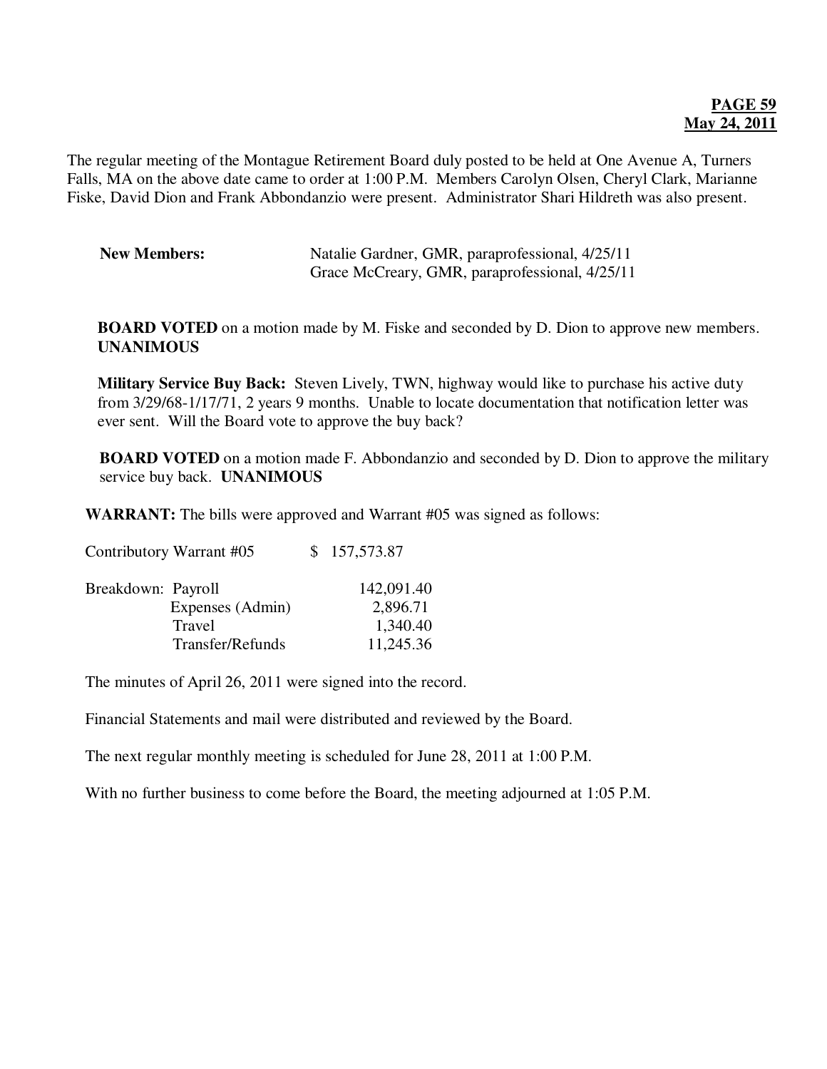**PAGE 59**
**May 24, 2011**

The regular meeting of the Montague Retirement Board duly posted to be held at One Avenue A, Turners Falls, MA on the above date came to order at 1:00 P.M. Members Carolyn Olsen, Cheryl Clark, Marianne Fiske, David Dion and Frank Abbondanzio were present. Administrator Shari Hildreth was also present.

**New Members:** Natalie Gardner, GMR, paraprofessional, 4/25/11
Grace McCreary, GMR, paraprofessional, 4/25/11

**BOARD VOTED** on a motion made by M. Fiske and seconded by D. Dion to approve new members. **UNANIMOUS**

**Military Service Buy Back:** Steven Lively, TWN, highway would like to purchase his active duty from 3/29/68-1/17/71, 2 years 9 months. Unable to locate documentation that notification letter was ever sent. Will the Board vote to approve the buy back?

**BOARD VOTED** on a motion made F. Abbondanzio and seconded by D. Dion to approve the military service buy back. **UNANIMOUS**

**WARRANT:** The bills were approved and Warrant #05 was signed as follows:

| | |
|---|---|
| Contributory Warrant #05 | $ 157,573.87 |
| Breakdown: Payroll | 142,091.40 |
| Expenses (Admin) | 2,896.71 |
| Travel | 1,340.40 |
| Transfer/Refunds | 11,245.36 |

The minutes of April 26, 2011 were signed into the record.

Financial Statements and mail were distributed and reviewed by the Board.

The next regular monthly meeting is scheduled for June 28, 2011 at 1:00 P.M.

With no further business to come before the Board, the meeting adjourned at 1:05 P.M.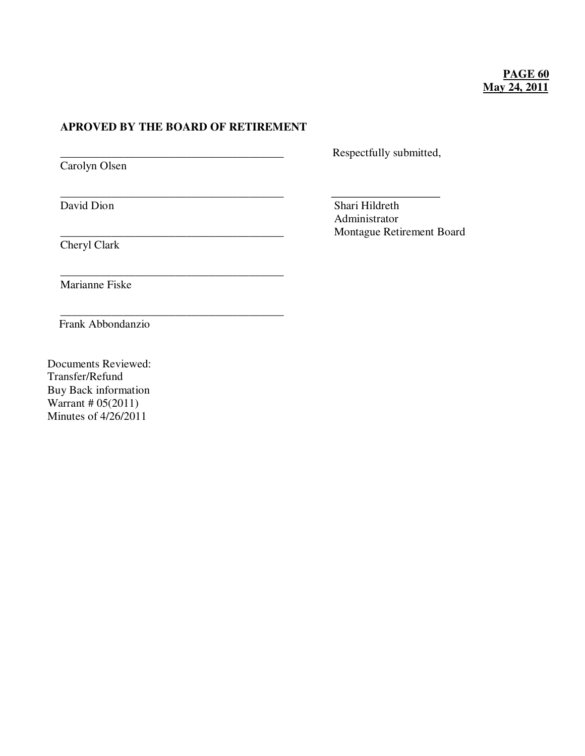**PAGE 60**
**May 24, 2011**

**APROVED BY THE BOARD OF RETIREMENT**

_______________________________________
Carolyn Olsen

_______________________________________
David Dion

_______________________________________
Cheryl Clark

_______________________________________
Marianne Fiske

_______________________________________
Frank Abbondanzio

Respectfully submitted,

___________________
Shari Hildreth
Administrator
Montague Retirement Board

Documents Reviewed:
Transfer/Refund
Buy Back information
Warrant # 05(2011)
Minutes of 4/26/2011